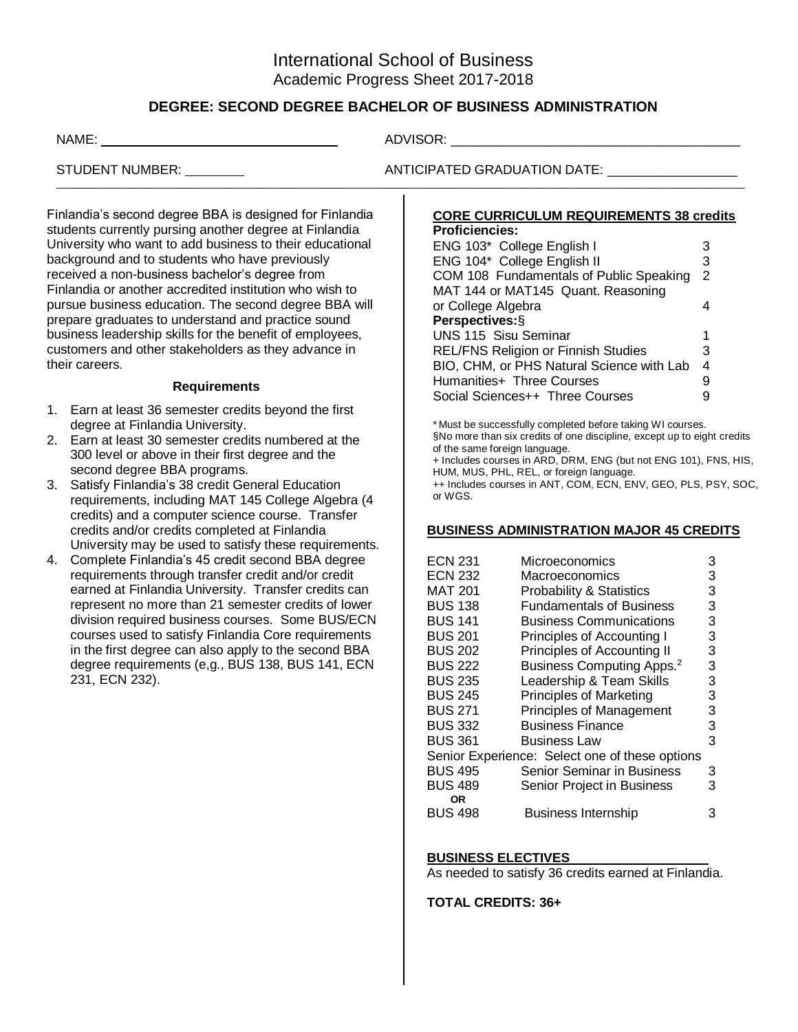# International School of Business

Academic Progress Sheet 2017-2018

## DEGREE: SECOND DEGREE BACHELOR OF BUSINESS ADMINISTRATION

NAME: ______________________ ADVISOR: ______________________

STUDENT NUMBER: ________ ANTICIPATED GRADUATION DATE: ________________

Finlandia's second degree BBA is designed for Finlandia students currently pursing another degree at Finlandia University who want to add business to their educational background and to students who have previously received a non-business bachelor's degree from Finlandia or another accredited institution who wish to pursue business education. The second degree BBA will prepare graduates to understand and practice sound business leadership skills for the benefit of employees, customers and other stakeholders as they advance in their careers.

### Requirements

1. Earn at least 36 semester credits beyond the first degree at Finlandia University.
2. Earn at least 30 semester credits numbered at the 300 level or above in their first degree and the second degree BBA programs.
3. Satisfy Finlandia's 38 credit General Education requirements, including MAT 145 College Algebra (4 credits) and a computer science course. Transfer credits and/or credits completed at Finlandia University may be used to satisfy these requirements.
4. Complete Finlandia's 45 credit second BBA degree requirements through transfer credit and/or credit earned at Finlandia University. Transfer credits can represent no more than 21 semester credits of lower division required business courses. Some BUS/ECN courses used to satisfy Finlandia Core requirements in the first degree can also apply to the second BBA degree requirements (e,g., BUS 138, BUS 141, ECN 231, ECN 232).

### CORE CURRICULUM REQUIREMENTS 38 credits

| Course | Credits |
|---|---|
| **Proficiencies:** | |
| ENG 103* College English I | 3 |
| ENG 104* College English II | 3 |
| COM 108 Fundamentals of Public Speaking | 2 |
| MAT 144 or MAT145 Quant. Reasoning or College Algebra | 4 |
| **Perspectives:**§ | |
| UNS 115 Sisu Seminar | 1 |
| REL/FNS Religion or Finnish Studies | 3 |
| BIO, CHM, or PHS Natural Science with Lab | 4 |
| Humanities+ Three Courses | 9 |
| Social Sciences++ Three Courses | 9 |

* Must be successfully completed before taking WI courses.

§No more than six credits of one discipline, except up to eight credits of the same foreign language.

+ Includes courses in ARD, DRM, ENG (but not ENG 101), FNS, HIS, HUM, MUS, PHL, REL, or foreign language.

++ Includes courses in ANT, COM, ECN, ENV, GEO, PLS, PSY, SOC, or WGS.

### BUSINESS ADMINISTRATION MAJOR 45 CREDITS

| Course | Title | Credits |
|---|---|---|
| ECN 231 | Microeconomics | 3 |
| ECN 232 | Macroeconomics | 3 |
| MAT 201 | Probability & Statistics | 3 |
| BUS 138 | Fundamentals of Business | 3 |
| BUS 141 | Business Communications | 3 |
| BUS 201 | Principles of Accounting I | 3 |
| BUS 202 | Principles of Accounting II | 3 |
| BUS 222 | Business Computing Apps.[2] | 3 |
| BUS 235 | Leadership & Team Skills | 3 |
| BUS 245 | Principles of Marketing | 3 |
| BUS 271 | Principles of Management | 3 |
| BUS 332 | Business Finance | 3 |
| BUS 361 | Business Law | 3 |
| Senior Experience: Select one of these options | | |
| BUS 495 | Senior Seminar in Business | 3 |
| BUS 489 | Senior Project in Business | 3 |
| **OR** | | |
| BUS 498 | Business Internship | 3 |

### BUSINESS ELECTIVES

As needed to satisfy 36 credits earned at Finlandia.

**TOTAL CREDITS: 36+**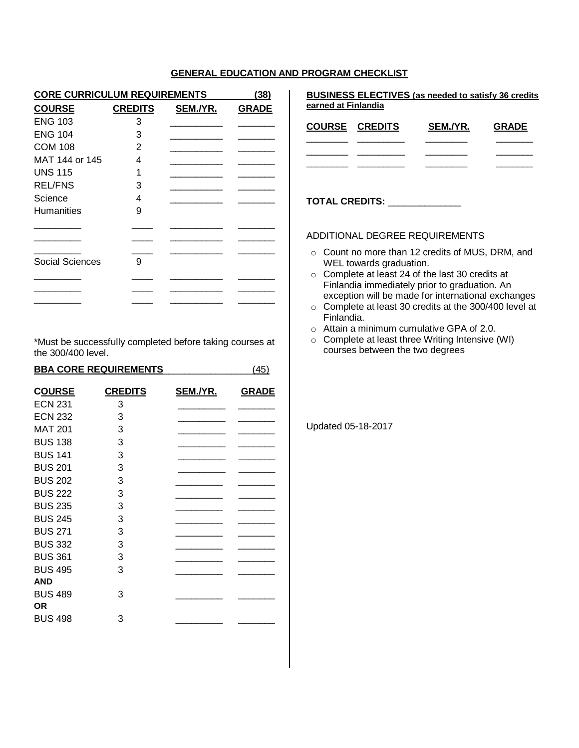## GENERAL EDUCATION AND PROGRAM CHECKLIST

**CORE CURRICULUM REQUIREMENTS (38)**

| COURSE | CREDITS | SEM./YR. | GRADE |
|---|---|---|---|
| ENG 103 | 3 | | |
| ENG 104 | 3 | | |
| COM 108 | 2 | | |
| MAT 144 or 145 | 4 | | |
| UNS 115 | 1 | | |
| REL/FNS | 3 | | |
| Science | 4 | | |
| Humanities | 9 | | |
| | | | |
| | | | |
| | | | |
| Social Sciences | 9 | | |
| | | | |
| | | | |
| | | | |

*Must be successfully completed before taking courses at the 300/400 level.

**BBA CORE REQUIREMENTS (45)**

| COURSE | CREDITS | SEM./YR. | GRADE |
|---|---|---|---|
| ECN 231 | 3 | | |
| ECN 232 | 3 | | |
| MAT 201 | 3 | | |
| BUS 138 | 3 | | |
| BUS 141 | 3 | | |
| BUS 201 | 3 | | |
| BUS 202 | 3 | | |
| BUS 222 | 3 | | |
| BUS 235 | 3 | | |
| BUS 245 | 3 | | |
| BUS 271 | 3 | | |
| BUS 332 | 3 | | |
| BUS 361 | 3 | | |
| BUS 495 | 3 | | |
| **AND** | | | |
| BUS 489 | 3 | | |
| **OR** | | | |
| BUS 498 | 3 | | |

**BUSINESS ELECTIVES (as needed to satisfy 36 credits earned at Finlandia**

| COURSE | CREDITS | SEM./YR. | GRADE |
|---|---|---|---|
| | | | |
| | | | |
| | | | |

**TOTAL CREDITS:** ______________

ADDITIONAL DEGREE REQUIREMENTS

- Count no more than 12 credits of MUS, DRM, and WEL towards graduation.
- Complete at least 24 of the last 30 credits at Finlandia immediately prior to graduation. An exception will be made for international exchanges
- Complete at least 30 credits at the 300/400 level at Finlandia.
- Attain a minimum cumulative GPA of 2.0.
- Complete at least three Writing Intensive (WI) courses between the two degrees

Updated 05-18-2017